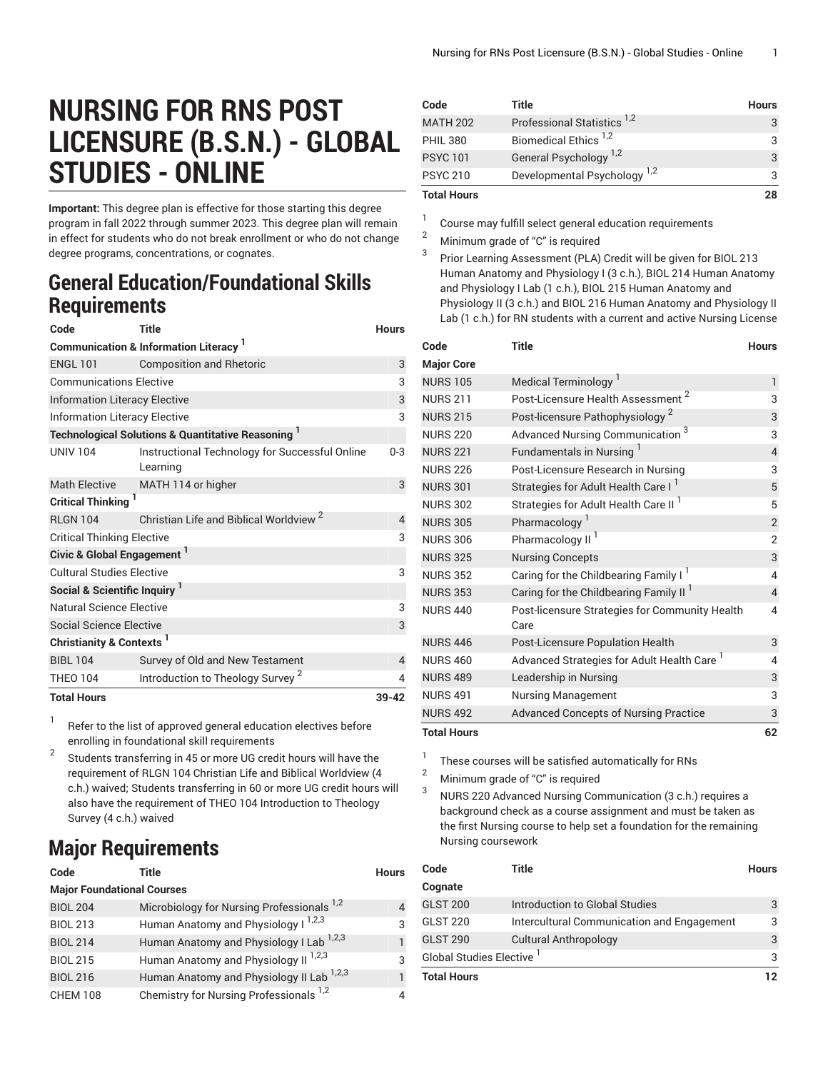# NURSING FOR RNS POST LICENSURE (B.S.N.) - GLOBAL STUDIES - ONLINE

**Important:** This degree plan is effective for those starting this degree program in fall 2022 through summer 2023. This degree plan will remain in effect for students who do not break enrollment or who do not change degree programs, concentrations, or cognates.

## General Education/Foundational Skills Requirements

| Code | Title | Hours |
|---|---|---|
| **Communication & Information Literacy** [1] | | |
| ENGL 101 | Composition and Rhetoric | 3 |
| Communications Elective | | 3 |
| Information Literacy Elective | | 3 |
| Information Literacy Elective | | 3 |
| **Technological Solutions & Quantitative Reasoning** [1] | | |
| UNIV 104 | Instructional Technology for Successful Online Learning | 0-3 |
| Math Elective | MATH 114 or higher | 3 |
| **Critical Thinking** [1] | | |
| RLGN 104 | Christian Life and Biblical Worldview [2] | 4 |
| Critical Thinking Elective | | 3 |
| **Civic & Global Engagement** [1] | | |
| Cultural Studies Elective | | 3 |
| **Social & Scientific Inquiry** [1] | | |
| Natural Science Elective | | 3 |
| Social Science Elective | | 3 |
| **Christianity & Contexts** [1] | | |
| BIBL 104 | Survey of Old and New Testament | 4 |
| THEO 104 | Introduction to Theology Survey [2] | 4 |
| **Total Hours** | | **39-42** |

1. Refer to the list of approved general education electives before enrolling in foundational skill requirements
2. Students transferring in 45 or more UG credit hours will have the requirement of RLGN 104 Christian Life and Biblical Worldview (4 c.h.) waived; Students transferring in 60 or more UG credit hours will also have the requirement of THEO 104 Introduction to Theology Survey (4 c.h.) waived

## Major Requirements

| Code | Title | Hours |
|---|---|---|
| **Major Foundational Courses** | | |
| BIOL 204 | Microbiology for Nursing Professionals [1,2] | 4 |
| BIOL 213 | Human Anatomy and Physiology I [1,2,3] | 3 |
| BIOL 214 | Human Anatomy and Physiology I Lab [1,2,3] | 1 |
| BIOL 215 | Human Anatomy and Physiology II [1,2,3] | 3 |
| BIOL 216 | Human Anatomy and Physiology II Lab [1,2,3] | 1 |
| CHEM 108 | Chemistry for Nursing Professionals [1,2] | 4 |
| MATH 202 | Professional Statistics [1,2] | 3 |
| PHIL 380 | Biomedical Ethics [1,2] | 3 |
| PSYC 101 | General Psychology [1,2] | 3 |
| PSYC 210 | Developmental Psychology [1,2] | 3 |
| **Total Hours** | | **28** |

1. Course may fulfill select general education requirements
2. Minimum grade of "C" is required
3. Prior Learning Assessment (PLA) Credit will be given for BIOL 213 Human Anatomy and Physiology I (3 c.h.), BIOL 214 Human Anatomy and Physiology I Lab (1 c.h.), BIOL 215 Human Anatomy and Physiology II (3 c.h.) and BIOL 216 Human Anatomy and Physiology II Lab (1 c.h.) for RN students with a current and active Nursing License

| Code | Title | Hours |
|---|---|---|
| **Major Core** | | |
| NURS 105 | Medical Terminology [1] | 1 |
| NURS 211 | Post-Licensure Health Assessment [2] | 3 |
| NURS 215 | Post-licensure Pathophysiology [2] | 3 |
| NURS 220 | Advanced Nursing Communication [3] | 3 |
| NURS 221 | Fundamentals in Nursing [1] | 4 |
| NURS 226 | Post-Licensure Research in Nursing | 3 |
| NURS 301 | Strategies for Adult Health Care I [1] | 5 |
| NURS 302 | Strategies for Adult Health Care II [1] | 5 |
| NURS 305 | Pharmacology [1] | 2 |
| NURS 306 | Pharmacology II [1] | 2 |
| NURS 325 | Nursing Concepts | 3 |
| NURS 352 | Caring for the Childbearing Family I [1] | 4 |
| NURS 353 | Caring for the Childbearing Family II [1] | 4 |
| NURS 440 | Post-licensure Strategies for Community Health Care | 4 |
| NURS 446 | Post-Licensure Population Health | 3 |
| NURS 460 | Advanced Strategies for Adult Health Care [1] | 4 |
| NURS 489 | Leadership in Nursing | 3 |
| NURS 491 | Nursing Management | 3 |
| NURS 492 | Advanced Concepts of Nursing Practice | 3 |
| **Total Hours** | | **62** |

1. These courses will be satisfied automatically for RNs
2. Minimum grade of "C" is required
3. NURS 220 Advanced Nursing Communication (3 c.h.) requires a background check as a course assignment and must be taken as the first Nursing course to help set a foundation for the remaining Nursing coursework

| Code | Title | Hours |
|---|---|---|
| **Cognate** | | |
| GLST 200 | Introduction to Global Studies | 3 |
| GLST 220 | Intercultural Communication and Engagement | 3 |
| GLST 290 | Cultural Anthropology | 3 |
| Global Studies Elective [1] | | 3 |
| **Total Hours** | | **12** |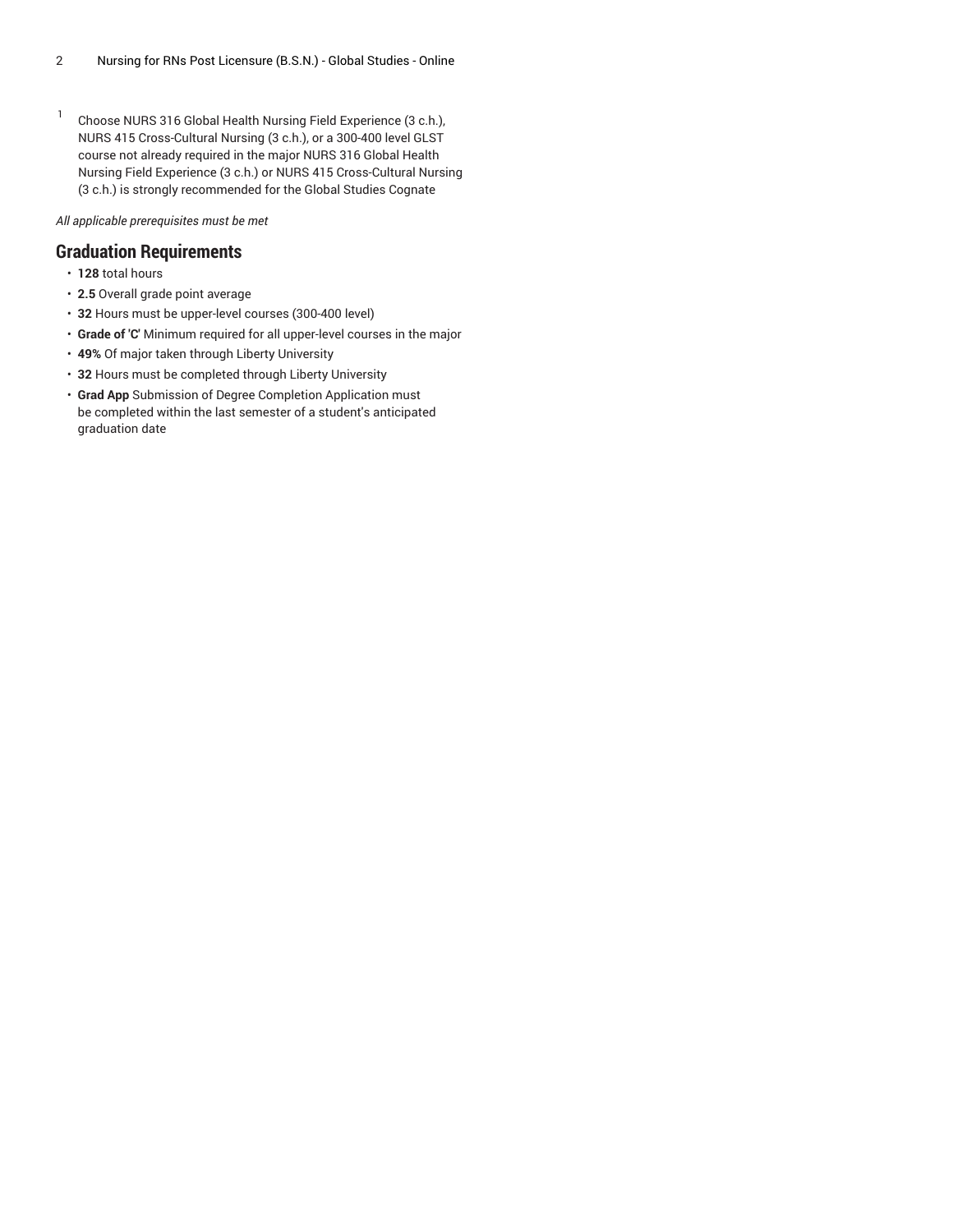[1] Choose NURS 316 Global Health Nursing Field Experience (3 c.h.), NURS 415 Cross-Cultural Nursing (3 c.h.), or a 300-400 level GLST course not already required in the major NURS 316 Global Health Nursing Field Experience (3 c.h.) or NURS 415 Cross-Cultural Nursing (3 c.h.) is strongly recommended for the Global Studies Cognate

*All applicable prerequisites must be met*

## Graduation Requirements

- **128** total hours
- **2.5** Overall grade point average
- **32** Hours must be upper-level courses (300-400 level)
- **Grade of 'C'** Minimum required for all upper-level courses in the major
- **49%** Of major taken through Liberty University
- **32** Hours must be completed through Liberty University
- **Grad App** Submission of Degree Completion Application must be completed within the last semester of a student's anticipated graduation date